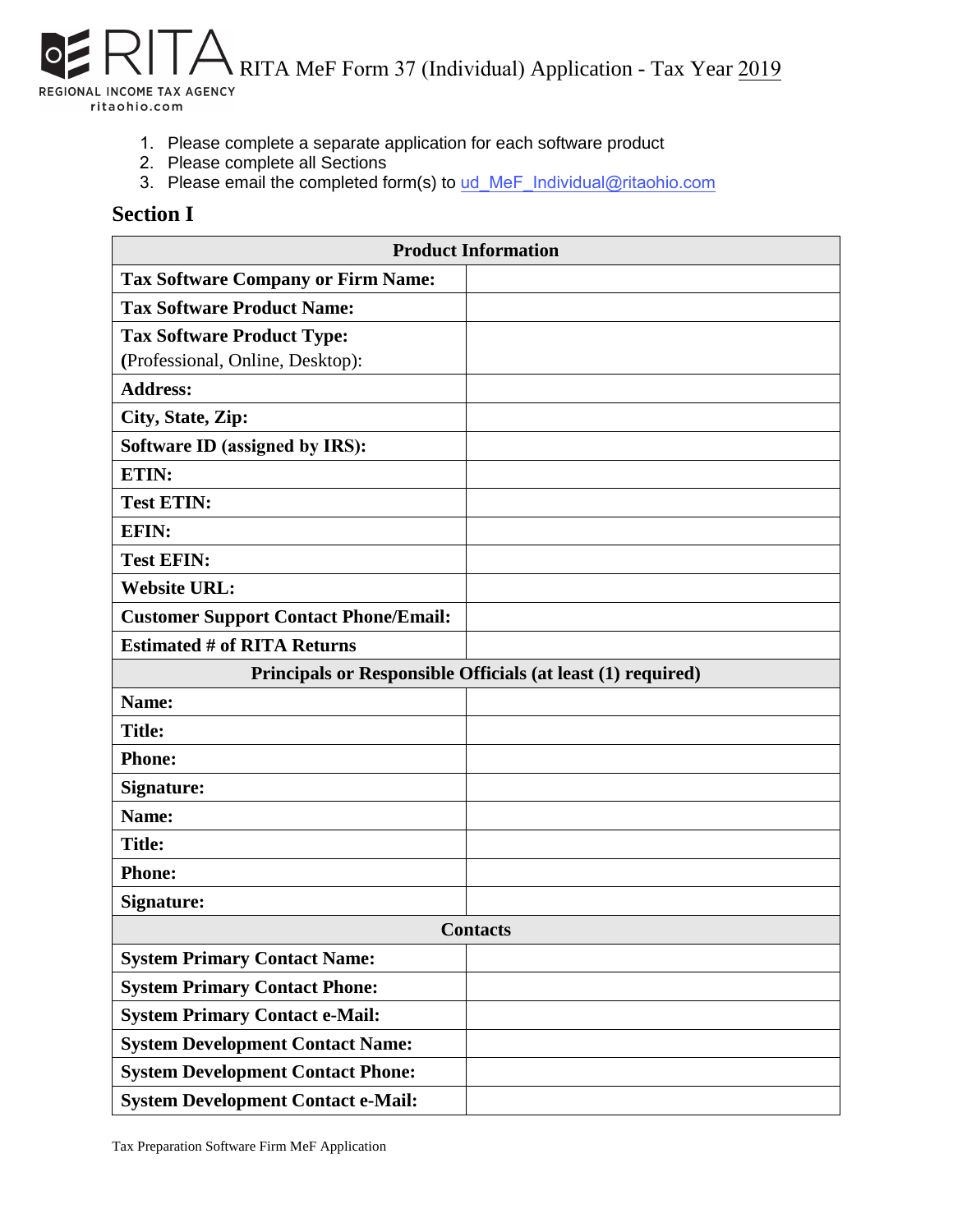# RITA MeF Form 37 (Individual) Application - Tax Year 2019

1. Please complete a separate application for each software product
2. Please complete all Sections
3. Please email the completed form(s) to ud_MeF_Individual@ritaohio.com

## Section I

| Product Information | |
|---|---|
| **Tax Software Company or Firm Name:** | |
| **Tax Software Product Name:** | |
| **Tax Software Product Type:** (Professional, Online, Desktop): | |
| **Address:** | |
| **City, State, Zip:** | |
| **Software ID (assigned by IRS):** | |
| **ETIN:** | |
| **Test ETIN:** | |
| **EFIN:** | |
| **Test EFIN:** | |
| **Website URL:** | |
| **Customer Support Contact Phone/Email:** | |
| **Estimated # of RITA Returns** | |
| **Principals or Responsible Officials (at least (1) required)** | |
| **Name:** | |
| **Title:** | |
| **Phone:** | |
| **Signature:** | |
| **Name:** | |
| **Title:** | |
| **Phone:** | |
| **Signature:** | |
| **Contacts** | |
| **System Primary Contact Name:** | |
| **System Primary Contact Phone:** | |
| **System Primary Contact e-Mail:** | |
| **System Development Contact Name:** | |
| **System Development Contact Phone:** | |
| **System Development Contact e-Mail:** | |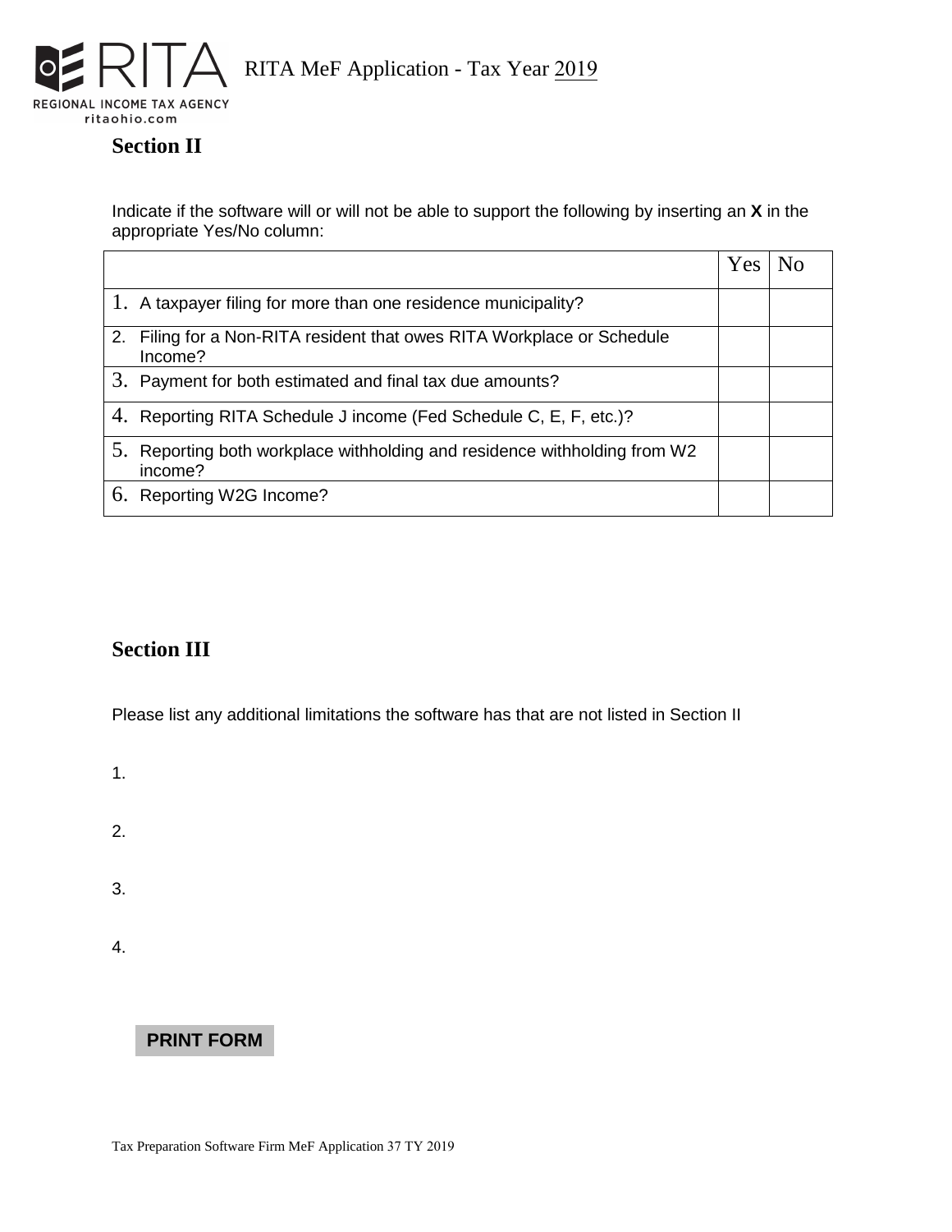RITA MeF Application - Tax Year 2019

## Section II

Indicate if the software will or will not be able to support the following by inserting an **X** in the appropriate Yes/No column:

| | Yes | No |
|---|---|---|
| 1. A taxpayer filing for more than one residence municipality? | | |
| 2. Filing for a Non-RITA resident that owes RITA Workplace or Schedule Income? | | |
| 3. Payment for both estimated and final tax due amounts? | | |
| 4. Reporting RITA Schedule J income (Fed Schedule C, E, F, etc.)? | | |
| 5. Reporting both workplace withholding and residence withholding from W2 income? | | |
| 6. Reporting W2G Income? | | |

## Section III

Please list any additional limitations the software has that are not listed in Section II

1.

2.

3.

4.

**PRINT FORM**

Tax Preparation Software Firm MeF Application 37 TY 2019